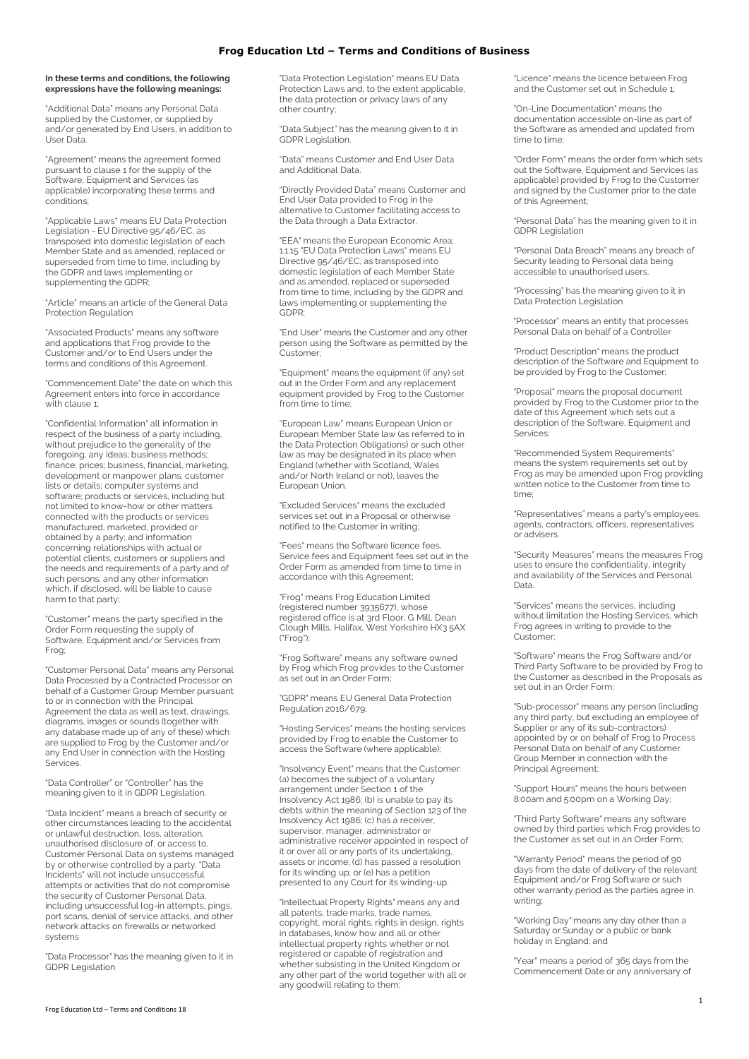# Frog Education Ltd – Terms and Conditions of Business

**In these terms and conditions, the following expressions have the following meanings:**

"Additional Data" means any Personal Data supplied by the Customer, or supplied by and/or generated by End Users, in addition to User Data.

"Agreement" means the agreement formed pursuant to clause 1 for the supply of the Software, Equipment and Services (as applicable) incorporating these terms and conditions;

"Applicable Laws" means EU Data Protection Legislation - EU Directive 95/46/EC, as transposed into domestic legislation of each Member State and as amended, replaced or superseded from time to time, including by the GDPR and laws implementing or supplementing the GDPR;

"Article" means an article of the General Data Protection Regulation

"Associated Products" means any software and applications that Frog provide to the Customer and/or to End Users under the terms and conditions of this Agreement.

"Commencement Date" the date on which this Agreement enters into force in accordance with clause 1;

"Confidential Information" all information in respect of the business of a party including, without prejudice to the generality of the foregoing, any ideas; business methods; finance; prices; business, financial, marketing, development or manpower plans; customer lists or details; computer systems and software; products or services, including but not limited to know-how or other matters connected with the products or services manufactured, marketed, provided or obtained by a party; and information concerning relationships with actual or potential clients, customers or suppliers and the needs and requirements of a party and of such persons; and any other information which, if disclosed, will be liable to cause harm to that party;

"Customer" means the party specified in the Order Form requesting the supply of Software, Equipment and/or Services from Frog;

"Customer Personal Data" means any Personal Data Processed by a Contracted Processor on behalf of a Customer Group Member pursuant to or in connection with the Principal Agreement the data as well as text, drawings, diagrams, images or sounds (together with any database made up of any of these) which are supplied to Frog by the Customer and/or any End User in connection with the Hosting Services.

"Data Controller" or "Controller" has the meaning given to it in GDPR Legislation.

"Data Incident" means a breach of security or other circumstances leading to the accidental or unlawful destruction, loss, alteration, unauthorised disclosure of, or access to, Customer Personal Data on systems managed by or otherwise controlled by a party. "Data Incidents" will not include unsuccessful attempts or activities that do not compromise the security of Customer Personal Data, including unsuccessful log-in attempts, pings, port scans, denial of service attacks, and other network attacks on firewalls or networked systems

"Data Processor" has the meaning given to it in GDPR Legislation

"Data Protection Legislation" means EU Data Protection Laws and, to the extent applicable, the data protection or privacy laws of any other country;

"Data Subject" has the meaning given to it in GDPR Legislation.

"Data" means Customer and End User Data and Additional Data.

"Directly Provided Data" means Customer and End User Data provided to Frog in the alternative to Customer facilitating access to the Data through a Data Extractor.

"EEA" means the European Economic Area; 1.1.15 "EU Data Protection Laws" means EU Directive 95/46/EC, as transposed into domestic legislation of each Member State and as amended, replaced or superseded from time to time, including by the GDPR and laws implementing or supplementing the GDPR;

"End User" means the Customer and any other person using the Software as permitted by the Customer;

"Equipment" means the equipment (if any) set out in the Order Form and any replacement equipment provided by Frog to the Customer from time to time;

"European Law" means European Union or European Member State law (as referred to in the Data Protection Obligations) or such other law as may be designated in its place when England (whether with Scotland, Wales and/or North Ireland or not), leaves the European Union.

"Excluded Services" means the excluded services set out in a Proposal or otherwise notified to the Customer in writing;

"Fees" means the Software licence fees, Service fees and Equipment fees set out in the Order Form as amended from time to time in accordance with this Agreement;

"Frog" means Frog Education Limited (registered number 3935677), whose registered office is at 3rd Floor, G Mill, Dean Clough Mills, Halifax, West Yorkshire HX3 5AX ("Frog");

"Frog Software" means any software owned by Frog which Frog provides to the Customer as set out in an Order Form;

"GDPR" means EU General Data Protection Regulation 2016/679;

"Hosting Services" means the hosting services provided by Frog to enable the Customer to access the Software (where applicable);

"Insolvency Event" means that the Customer: (a) becomes the subject of a voluntary arrangement under Section 1 of the Insolvency Act 1986; (b) is unable to pay its debts within the meaning of Section 123 of the Insolvency Act 1986; (c) has a receiver, supervisor, manager, administrator or administrative receiver appointed in respect of it or over all or any parts of its undertaking, assets or income; (d) has passed a resolution for its winding up; or (e) has a petition presented to any Court for its winding-up.

"Intellectual Property Rights" means any and all patents, trade marks, trade names, copyright, moral rights, rights in design, rights in databases, know how and all or other intellectual property rights whether or not registered or capable of registration and whether subsisting in the United Kingdom or any other part of the world together with all or any goodwill relating to them;

"Licence" means the licence between Frog and the Customer set out in Schedule 1;

"On-Line Documentation" means the documentation accessible on-line as part of the Software as amended and updated from time to time;

"Order Form" means the order form which sets out the Software, Equipment and Services (as applicable) provided by Frog to the Customer and signed by the Customer prior to the date of this Agreement;

"Personal Data" has the meaning given to it in GDPR Legislation

"Personal Data Breach" means any breach of Security leading to Personal data being accessible to unauthorised users.

"Processing" has the meaning given to it in Data Protection Legislation

"Processor" means an entity that processes Personal Data on behalf of a Controller

"Product Description" means the product description of the Software and Equipment to be provided by Frog to the Customer;

"Proposal" means the proposal document provided by Frog to the Customer prior to the date of this Agreement which sets out a description of the Software, Equipment and Services;

"Recommended System Requirements" means the system requirements set out by Frog as may be amended upon Frog providing written notice to the Customer from time to time;

"Representatives" means a party's employees, agents, contractors, officers, representatives or advisers.

"Security Measures" means the measures Frog uses to ensure the confidentiality, integrity and availability of the Services and Personal Data.

"Services" means the services, including without limitation the Hosting Services, which Frog agrees in writing to provide to the Customer;

"Software" means the Frog Software and/or Third Party Software to be provided by Frog to the Customer as described in the Proposals as set out in an Order Form;

"Sub-processor" means any person (including any third party, but excluding an employee of Supplier or any of its sub-contractors) appointed by or on behalf of Frog to Process Personal Data on behalf of any Customer Group Member in connection with the Principal Agreement;

"Support Hours" means the hours between 8:00am and 5:00pm on a Working Day;

"Third Party Software" means any software owned by third parties which Frog provides to the Customer as set out in an Order Form;

"Warranty Period" means the period of 90 days from the date of delivery of the relevant Equipment and/or Frog Software or such other warranty period as the parties agree in writing;

"Working Day" means any day other than a Saturday or Sunday or a public or bank holiday in England; and

"Year" means a period of 365 days from the Commencement Date or any anniversary of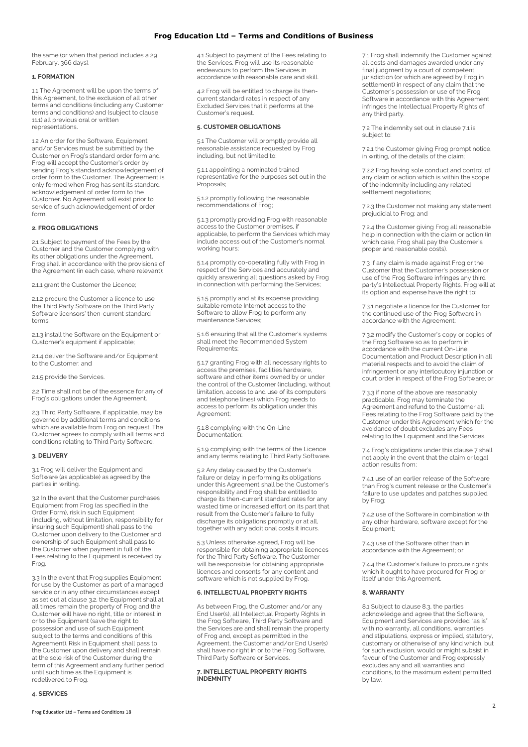the same (or when that period includes a 29 February, 366 days).

**1. FORMATION**

1.1 The Agreement will be upon the terms of this Agreement, to the exclusion of all other terms and conditions (including any Customer terms and conditions) and (subject to clause 11.1) all previous oral or written representations.

1.2 An order for the Software, Equipment and/or Services must be submitted by the Customer on Frog's standard order form and Frog will accept the Customer's order by sending Frog's standard acknowledgement of order form to the Customer. The Agreement is only formed when Frog has sent its standard acknowledgement of order form to the Customer. No Agreement will exist prior to service of such acknowledgement of order form.

**2. FROG OBLIGATIONS**

2.1 Subject to payment of the Fees by the Customer and the Customer complying with its other obligations under the Agreement, Frog shall in accordance with the provisions of the Agreement (in each case, where relevant):

2.1.1 grant the Customer the Licence;

2.1.2 procure the Customer a licence to use the Third Party Software on the Third Party Software licensors' then-current standard terms;

2.1.3 install the Software on the Equipment or Customer's equipment if applicable;

2.1.4 deliver the Software and/or Equipment to the Customer; and

2.1.5 provide the Services.

2.2 Time shall not be of the essence for any of Frog's obligations under the Agreement.

2.3 Third Party Software, if applicable, may be governed by additional terms and conditions which are available from Frog on request. The Customer agrees to comply with all terms and conditions relating to Third Party Software.

**3. DELIVERY**

3.1 Frog will deliver the Equipment and Software (as applicable) as agreed by the parties in writing.

3.2 In the event that the Customer purchases Equipment from Frog (as specified in the Order Form), risk in such Equipment (including, without limitation, responsibility for insuring such Equipment) shall pass to the Customer upon delivery to the Customer and ownership of such Equipment shall pass to the Customer when payment in full of the Fees relating to the Equipment is received by Frog.

3.3 In the event that Frog supplies Equipment for use by the Customer as part of a managed service or in any other circumstances except as set out at clause 3.2, the Equipment shall at all times remain the property of Frog and the Customer will have no right, title or interest in or to the Equipment (save the right to possession and use of such Equipment subject to the terms and conditions of this Agreement). Risk in Equipment shall pass to the Customer upon delivery and shall remain at the sole risk of the Customer during the term of this Agreement and any further period until such time as the Equipment is redelivered to Frog.

**4. SERVICES**

4.1 Subject to payment of the Fees relating to the Services, Frog will use its reasonable endeavours to perform the Services in accordance with reasonable care and skill.

4.2 Frog will be entitled to charge its then-current standard rates in respect of any Excluded Services that it performs at the Customer's request.

**5. CUSTOMER OBLIGATIONS**

5.1 The Customer will promptly provide all reasonable assistance requested by Frog including, but not limited to:

5.1.1 appointing a nominated trained representative for the purposes set out in the Proposals;

5.1.2 promptly following the reasonable recommendations of Frog;

5.1.3 promptly providing Frog with reasonable access to the Customer premises, if applicable, to perform the Services which may include access out of the Customer's normal working hours;

5.1.4 promptly co-operating fully with Frog in respect of the Services and accurately and quickly answering all questions asked by Frog in connection with performing the Services;

5.1.5 promptly and at its expense providing suitable remote Internet access to the Software to allow Frog to perform any maintenance Services;

5.1.6 ensuring that all the Customer's systems shall meet the Recommended System Requirements;

5.1.7 granting Frog with all necessary rights to access the premises, facilities hardware, software and other items owned by or under the control of the Customer (including, without limitation, access to and use of its computers and telephone lines) which Frog needs to access to perform its obligation under this Agreement;

5.1.8 complying with the On-Line Documentation;

5.1.9 complying with the terms of the Licence and any terms relating to Third Party Software.

5.2 Any delay caused by the Customer's failure or delay in performing its obligations under this Agreement shall be the Customer's responsibility and Frog shall be entitled to charge its then-current standard rates for any wasted time or increased effort on its part that result from the Customer's failure to fully discharge its obligations promptly or at all, together with any additional costs it incurs.

5.3 Unless otherwise agreed, Frog will be responsible for obtaining appropriate licences for the Third Party Software. The Customer will be responsible for obtaining appropriate licences and consents for any content and software which is not supplied by Frog.

**6. INTELLECTUAL PROPERTY RIGHTS**

As between Frog, the Customer and/or any End User(s), all Intellectual Property Rights in the Frog Software, Third Party Software and the Services are and shall remain the property of Frog and, except as permitted in the Agreement, the Customer and/or End User(s) shall have no right in or to the Frog Software, Third Party Software or Services.

**7. INTELLECTUAL PROPERTY RIGHTS INDEMNITY**

7.1 Frog shall indemnify the Customer against all costs and damages awarded under any final judgment by a court of competent jurisdiction (or which are agreed by Frog in settlement) in respect of any claim that the Customer's possession or use of the Frog Software in accordance with this Agreement infringes the Intellectual Property Rights of any third party.

7.2 The indemnity set out in clause 7.1 is subject to:

7.2.1 the Customer giving Frog prompt notice, in writing, of the details of the claim;

7.2.2 Frog having sole conduct and control of any claim or action which is within the scope of the indemnity including any related settlement negotiations;

7.2.3 the Customer not making any statement prejudicial to Frog; and

7.2.4 the Customer giving Frog all reasonable help in connection with the claim or action (in which case, Frog shall pay the Customer's proper and reasonable costs).

7.3 If any claim is made against Frog or the Customer that the Customer's possession or use of the Frog Software infringes any third party's Intellectual Property Rights, Frog will at its option and expense have the right to:

7.3.1 negotiate a licence for the Customer for the continued use of the Frog Software in accordance with the Agreement;

7.3.2 modify the Customer's copy or copies of the Frog Software so as to perform in accordance with the current On-Line Documentation and Product Description in all material respects and to avoid the claim of infringement or any interlocutory injunction or court order in respect of the Frog Software; or

7.3.3 if none of the above are reasonably practicable, Frog may terminate the Agreement and refund to the Customer all Fees relating to the Frog Software paid by the Customer under this Agreement which for the avoidance of doubt excludes any Fees relating to the Equipment and the Services.

7.4 Frog's obligations under this clause 7 shall not apply in the event that the claim or legal action results from:

7.4.1 use of an earlier release of the Software than Frog's current release or the Customer's failure to use updates and patches supplied by Frog;

7.4.2 use of the Software in combination with any other hardware, software except for the Equipment;

7.4.3 use of the Software other than in accordance with the Agreement; or

7.4.4 the Customer's failure to procure rights which it ought to have procured for Frog or itself under this Agreement.

**8. WARRANTY**

8.1 Subject to clause 8.3, the parties acknowledge and agree that the Software, Equipment and Services are provided "as is" with no warranty, all conditions, warranties and stipulations, express or implied, statutory, customary or otherwise of any kind which, but for such exclusion, would or might subsist in favour of the Customer and Frog expressly excludes any and all warranties and conditions, to the maximum extent permitted by law.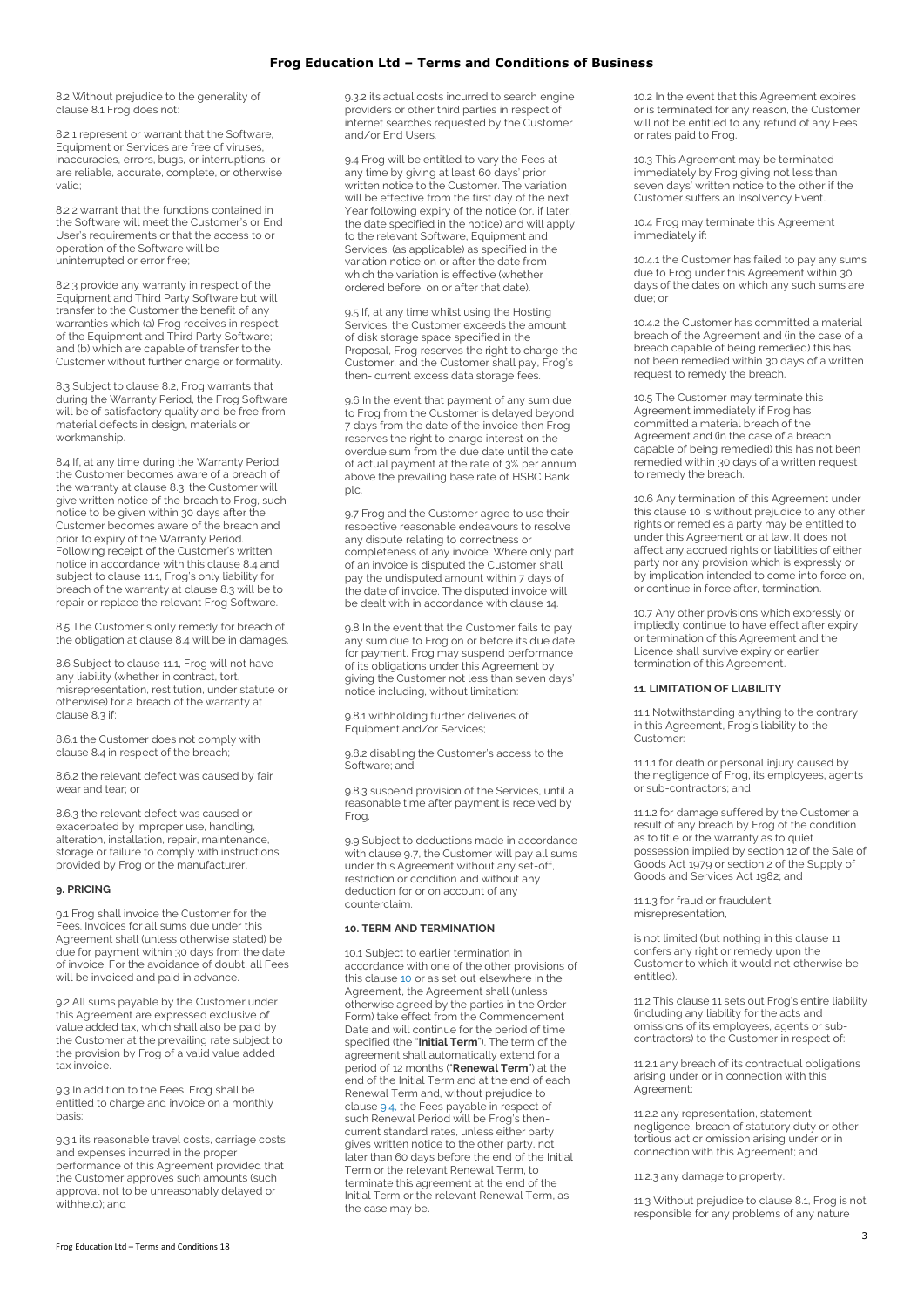8.2 Without prejudice to the generality of clause 8.1 Frog does not:

8.2.1 represent or warrant that the Software, Equipment or Services are free of viruses, inaccuracies, errors, bugs, or interruptions, or are reliable, accurate, complete, or otherwise valid;

8.2.2 warrant that the functions contained in the Software will meet the Customer's or End User's requirements or that the access to or operation of the Software will be uninterrupted or error free;

8.2.3 provide any warranty in respect of the Equipment and Third Party Software but will transfer to the Customer the benefit of any warranties which (a) Frog receives in respect of the Equipment and Third Party Software; and (b) which are capable of transfer to the Customer without further charge or formality.

8.3 Subject to clause 8.2, Frog warrants that during the Warranty Period, the Frog Software will be of satisfactory quality and be free from material defects in design, materials or workmanship.

8.4 If, at any time during the Warranty Period, the Customer becomes aware of a breach of the warranty at clause 8.3, the Customer will give written notice of the breach to Frog, such notice to be given within 30 days after the Customer becomes aware of the breach and prior to expiry of the Warranty Period. Following receipt of the Customer's written notice in accordance with this clause 8.4 and subject to clause 11.1, Frog's only liability for breach of the warranty at clause 8.3 will be to repair or replace the relevant Frog Software.

8.5 The Customer's only remedy for breach of the obligation at clause 8.4 will be in damages.

8.6 Subject to clause 11.1, Frog will not have any liability (whether in contract, tort, misrepresentation, restitution, under statute or otherwise) for a breach of the warranty at clause 8.3 if:

8.6.1 the Customer does not comply with clause 8.4 in respect of the breach;

8.6.2 the relevant defect was caused by fair wear and tear; or

8.6.3 the relevant defect was caused or exacerbated by improper use, handling, alteration, installation, repair, maintenance, storage or failure to comply with instructions provided by Frog or the manufacturer.

**9. PRICING**

9.1 Frog shall invoice the Customer for the Fees. Invoices for all sums due under this Agreement shall (unless otherwise stated) be due for payment within 30 days from the date of invoice. For the avoidance of doubt, all Fees will be invoiced and paid in advance.

9.2 All sums payable by the Customer under this Agreement are expressed exclusive of value added tax, which shall also be paid by the Customer at the prevailing rate subject to the provision by Frog of a valid value added tax invoice.

9.3 In addition to the Fees, Frog shall be entitled to charge and invoice on a monthly basis:

9.3.1 its reasonable travel costs, carriage costs and expenses incurred in the proper performance of this Agreement provided that the Customer approves such amounts (such approval not to be unreasonably delayed or withheld); and

9.3.2 its actual costs incurred to search engine providers or other third parties in respect of internet searches requested by the Customer and/or End Users.

9.4 Frog will be entitled to vary the Fees at any time by giving at least 60 days' prior written notice to the Customer. The variation will be effective from the first day of the next Year following expiry of the notice (or, if later, the date specified in the notice) and will apply to the relevant Software, Equipment and Services, (as applicable) as specified in the variation notice on or after the date from which the variation is effective (whether ordered before, on or after that date).

9.5 If, at any time whilst using the Hosting Services, the Customer exceeds the amount of disk storage space specified in the Proposal, Frog reserves the right to charge the Customer, and the Customer shall pay, Frog's then- current excess data storage fees.

9.6 In the event that payment of any sum due to Frog from the Customer is delayed beyond 7 days from the date of the invoice then Frog reserves the right to charge interest on the overdue sum from the due date until the date of actual payment at the rate of 3% per annum above the prevailing base rate of HSBC Bank plc.

9.7 Frog and the Customer agree to use their respective reasonable endeavours to resolve any dispute relating to correctness or completeness of any invoice. Where only part of an invoice is disputed the Customer shall pay the undisputed amount within 7 days of the date of invoice. The disputed invoice will be dealt with in accordance with clause 14.

9.8 In the event that the Customer fails to pay any sum due to Frog on or before its due date for payment, Frog may suspend performance of its obligations under this Agreement by giving the Customer not less than seven days' notice including, without limitation:

9.8.1 withholding further deliveries of Equipment and/or Services;

9.8.2 disabling the Customer's access to the Software; and

9.8.3 suspend provision of the Services, until a reasonable time after payment is received by Frog.

9.9 Subject to deductions made in accordance with clause 9.7, the Customer will pay all sums under this Agreement without any set-off, restriction or condition and without any deduction for or on account of any counterclaim.

**10. TERM AND TERMINATION**

10.1 Subject to earlier termination in accordance with one of the other provisions of this clause 10 or as set out elsewhere in the Agreement, the Agreement shall (unless otherwise agreed by the parties in the Order Form) take effect from the Commencement Date and will continue for the period of time specified (the "**Initial Term**"). The term of the agreement shall automatically extend for a period of 12 months ("**Renewal Term**") at the end of the Initial Term and at the end of each Renewal Term and, without prejudice to clause 9.4, the Fees payable in respect of such Renewal Period will be Frog's then-current standard rates, unless either party gives written notice to the other party, not later than 60 days before the end of the Initial Term or the relevant Renewal Term, to terminate this agreement at the end of the Initial Term or the relevant Renewal Term, as the case may be.

10.2 In the event that this Agreement expires or is terminated for any reason, the Customer will not be entitled to any refund of any Fees or rates paid to Frog.

10.3 This Agreement may be terminated immediately by Frog giving not less than seven days' written notice to the other if the Customer suffers an Insolvency Event.

10.4 Frog may terminate this Agreement immediately if:

10.4.1 the Customer has failed to pay any sums due to Frog under this Agreement within 30 days of the dates on which any such sums are due; or

10.4.2 the Customer has committed a material breach of the Agreement and (in the case of a breach capable of being remedied) this has not been remedied within 30 days of a written request to remedy the breach.

10.5 The Customer may terminate this Agreement immediately if Frog has committed a material breach of the Agreement and (in the case of a breach capable of being remedied) this has not been remedied within 30 days of a written request to remedy the breach.

10.6 Any termination of this Agreement under this clause 10 is without prejudice to any other rights or remedies a party may be entitled to under this Agreement or at law. It does not affect any accrued rights or liabilities of either party nor any provision which is expressly or by implication intended to come into force on, or continue in force after, termination.

10.7 Any other provisions which expressly or impliedly continue to have effect after expiry or termination of this Agreement and the Licence shall survive expiry or earlier termination of this Agreement.

**11. LIMITATION OF LIABILITY**

11.1 Notwithstanding anything to the contrary in this Agreement, Frog's liability to the Customer:

11.1.1 for death or personal injury caused by the negligence of Frog, its employees, agents or sub-contractors; and

11.1.2 for damage suffered by the Customer a result of any breach by Frog of the condition as to title or the warranty as to quiet possession implied by section 12 of the Sale of Goods Act 1979 or section 2 of the Supply of Goods and Services Act 1982; and

11.1.3 for fraud or fraudulent misrepresentation,

is not limited (but nothing in this clause 11 confers any right or remedy upon the Customer to which it would not otherwise be entitled).

11.2 This clause 11 sets out Frog's entire liability (including any liability for the acts and omissions of its employees, agents or sub-contractors) to the Customer in respect of:

11.2.1 any breach of its contractual obligations arising under or in connection with this Agreement;

11.2.2 any representation, statement, negligence, breach of statutory duty or other tortious act or omission arising under or in connection with this Agreement; and

11.2.3 any damage to property.

11.3 Without prejudice to clause 8.1, Frog is not responsible for any problems of any nature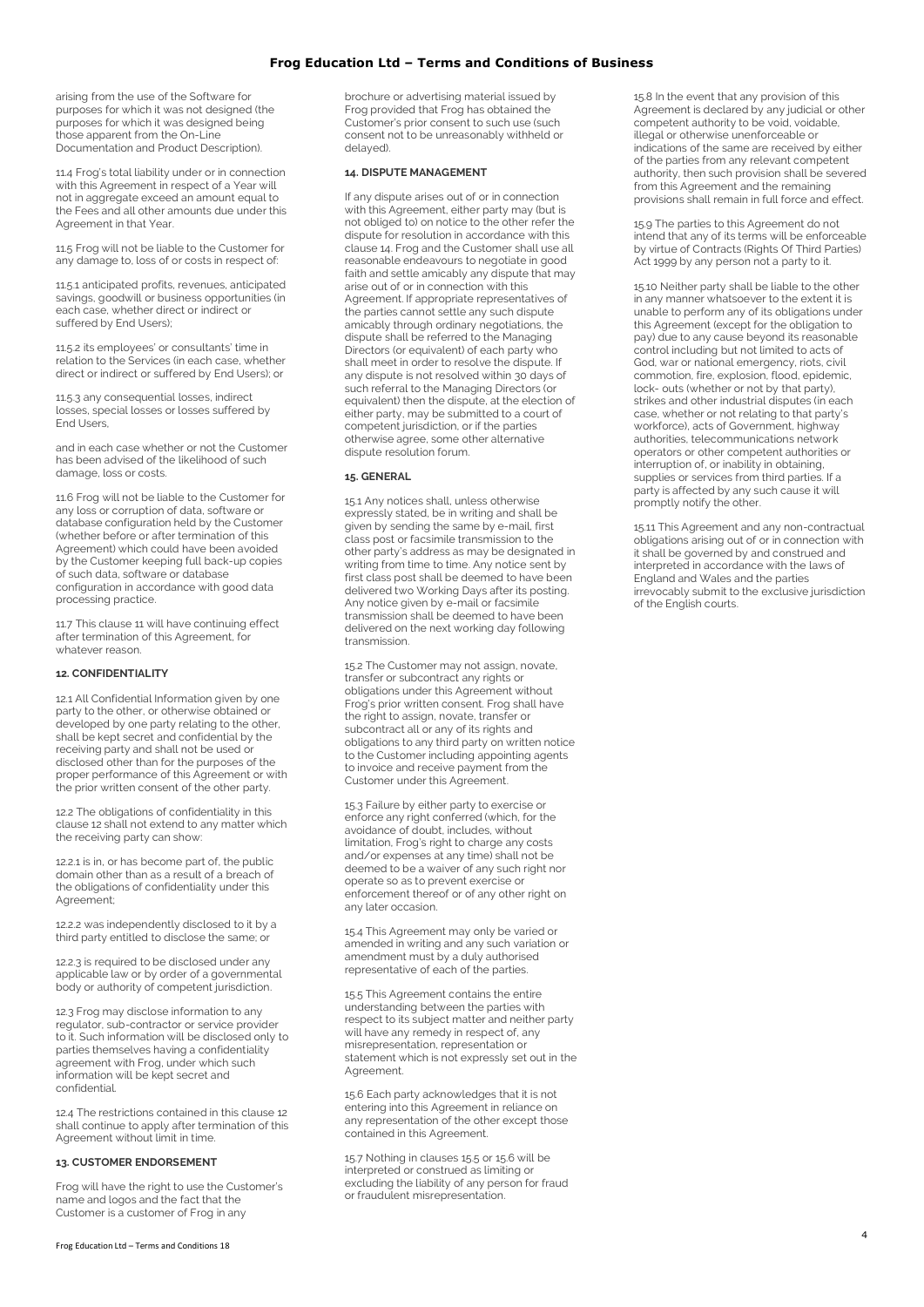arising from the use of the Software for purposes for which it was not designed (the purposes for which it was designed being those apparent from the On-Line Documentation and Product Description).

11.4 Frog's total liability under or in connection with this Agreement in respect of a Year will not in aggregate exceed an amount equal to the Fees and all other amounts due under this Agreement in that Year.

11.5 Frog will not be liable to the Customer for any damage to, loss of or costs in respect of:

11.5.1 anticipated profits, revenues, anticipated savings, goodwill or business opportunities (in each case, whether direct or indirect or suffered by End Users);

11.5.2 its employees' or consultants' time in relation to the Services (in each case, whether direct or indirect or suffered by End Users); or

11.5.3 any consequential losses, indirect losses, special losses or losses suffered by End Users,

and in each case whether or not the Customer has been advised of the likelihood of such damage, loss or costs.

11.6 Frog will not be liable to the Customer for any loss or corruption of data, software or database configuration held by the Customer (whether before or after termination of this Agreement) which could have been avoided by the Customer keeping full back-up copies of such data, software or database configuration in accordance with good data processing practice.

11.7 This clause 11 will have continuing effect after termination of this Agreement, for whatever reason.

### 12. CONFIDENTIALITY

12.1 All Confidential Information given by one party to the other, or otherwise obtained or developed by one party relating to the other, shall be kept secret and confidential by the receiving party and shall not be used or disclosed other than for the purposes of the proper performance of this Agreement or with the prior written consent of the other party.

12.2 The obligations of confidentiality in this clause 12 shall not extend to any matter which the receiving party can show:

12.2.1 is in, or has become part of, the public domain other than as a result of a breach of the obligations of confidentiality under this Agreement;

12.2.2 was independently disclosed to it by a third party entitled to disclose the same; or

12.2.3 is required to be disclosed under any applicable law or by order of a governmental body or authority of competent jurisdiction.

12.3 Frog may disclose information to any regulator, sub-contractor or service provider to it. Such information will be disclosed only to parties themselves having a confidentiality agreement with Frog, under which such information will be kept secret and confidential.

12.4 The restrictions contained in this clause 12 shall continue to apply after termination of this Agreement without limit in time.

### 13. CUSTOMER ENDORSEMENT

Frog will have the right to use the Customer's name and logos and the fact that the Customer is a customer of Frog in any brochure or advertising material issued by Frog provided that Frog has obtained the Customer's prior consent to such use (such consent not to be unreasonably withheld or delayed).

### 14. DISPUTE MANAGEMENT

If any dispute arises out of or in connection with this Agreement, either party may (but is not obliged to) on notice to the other refer the dispute for resolution in accordance with this clause 14. Frog and the Customer shall use all reasonable endeavours to negotiate in good faith and settle amicably any dispute that may arise out of or in connection with this Agreement. If appropriate representatives of the parties cannot settle any such dispute amicably through ordinary negotiations, the dispute shall be referred to the Managing Directors (or equivalent) of each party who shall meet in order to resolve the dispute. If any dispute is not resolved within 30 days of such referral to the Managing Directors (or equivalent) then the dispute, at the election of either party, may be submitted to a court of competent jurisdiction, or if the parties otherwise agree, some other alternative dispute resolution forum.

### 15. GENERAL

15.1 Any notices shall, unless otherwise expressly stated, be in writing and shall be given by sending the same by e-mail, first class post or facsimile transmission to the other party's address as may be designated in writing from time to time. Any notice sent by first class post shall be deemed to have been delivered two Working Days after its posting. Any notice given by e-mail or facsimile transmission shall be deemed to have been delivered on the next working day following transmission.

15.2 The Customer may not assign, novate, transfer or subcontract any rights or obligations under this Agreement without Frog's prior written consent. Frog shall have the right to assign, novate, transfer or subcontract all or any of its rights and obligations to any third party on written notice to the Customer including appointing agents to invoice and receive payment from the Customer under this Agreement.

15.3 Failure by either party to exercise or enforce any right conferred (which, for the avoidance of doubt, includes, without limitation, Frog's right to charge any costs and/or expenses at any time) shall not be deemed to be a waiver of any such right nor operate so as to prevent exercise or enforcement thereof or of any other right on any later occasion.

15.4 This Agreement may only be varied or amended in writing and any such variation or amendment must by a duly authorised representative of each of the parties.

15.5 This Agreement contains the entire understanding between the parties with respect to its subject matter and neither party will have any remedy in respect of, any misrepresentation, representation or statement which is not expressly set out in the Agreement.

15.6 Each party acknowledges that it is not entering into this Agreement in reliance on any representation of the other except those contained in this Agreement.

15.7 Nothing in clauses 15.5 or 15.6 will be interpreted or construed as limiting or excluding the liability of any person for fraud or fraudulent misrepresentation.

15.8 In the event that any provision of this Agreement is declared by any judicial or other competent authority to be void, voidable, illegal or otherwise unenforceable or indications of the same are received by either of the parties from any relevant competent authority, then such provision shall be severed from this Agreement and the remaining provisions shall remain in full force and effect.

15.9 The parties to this Agreement do not intend that any of its terms will be enforceable by virtue of Contracts (Rights Of Third Parties) Act 1999 by any person not a party to it.

15.10 Neither party shall be liable to the other in any manner whatsoever to the extent it is unable to perform any of its obligations under this Agreement (except for the obligation to pay) due to any cause beyond its reasonable control including but not limited to acts of God, war or national emergency, riots, civil commotion, fire, explosion, flood, epidemic, lock- outs (whether or not by that party), strikes and other industrial disputes (in each case, whether or not relating to that party's workforce), acts of Government, highway authorities, telecommunications network operators or other competent authorities or interruption of, or inability in obtaining, supplies or services from third parties. If a party is affected by any such cause it will promptly notify the other.

15.11 This Agreement and any non-contractual obligations arising out of or in connection with it shall be governed by and construed and interpreted in accordance with the laws of England and Wales and the parties irrevocably submit to the exclusive jurisdiction of the English courts.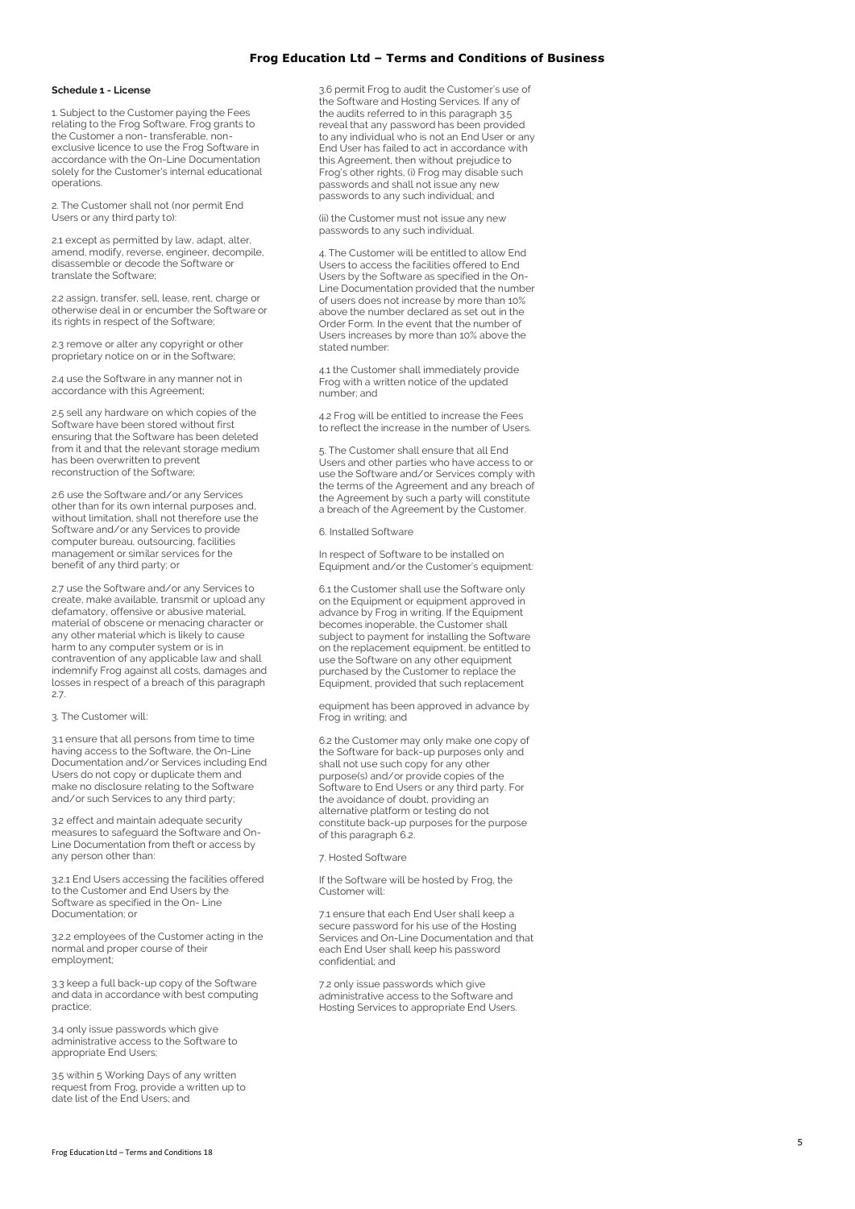## Schedule 1 - License

1. Subject to the Customer paying the Fees relating to the Frog Software, Frog grants to the Customer a non- transferable, non-exclusive licence to use the Frog Software in accordance with the On-Line Documentation solely for the Customer's internal educational operations.

2. The Customer shall not (nor permit End Users or any third party to):

2.1 except as permitted by law, adapt, alter, amend, modify, reverse, engineer, decompile, disassemble or decode the Software or translate the Software;

2.2 assign, transfer, sell, lease, rent, charge or otherwise deal in or encumber the Software or its rights in respect of the Software;

2.3 remove or alter any copyright or other proprietary notice on or in the Software;

2.4 use the Software in any manner not in accordance with this Agreement;

2.5 sell any hardware on which copies of the Software have been stored without first ensuring that the Software has been deleted from it and that the relevant storage medium has been overwritten to prevent reconstruction of the Software;

2.6 use the Software and/or any Services other than for its own internal purposes and, without limitation, shall not therefore use the Software and/or any Services to provide computer bureau, outsourcing, facilities management or similar services for the benefit of any third party; or

2.7 use the Software and/or any Services to create, make available, transmit or upload any defamatory, offensive or abusive material, material of obscene or menacing character or any other material which is likely to cause harm to any computer system or is in contravention of any applicable law and shall indemnify Frog against all costs, damages and losses in respect of a breach of this paragraph 2.7.

3. The Customer will:

3.1 ensure that all persons from time to time having access to the Software, the On-Line Documentation and/or Services including End Users do not copy or duplicate them and make no disclosure relating to the Software and/or such Services to any third party;

3.2 effect and maintain adequate security measures to safeguard the Software and On-Line Documentation from theft or access by any person other than:

3.2.1 End Users accessing the facilities offered to the Customer and End Users by the Software as specified in the On- Line Documentation; or

3.2.2 employees of the Customer acting in the normal and proper course of their employment;

3.3 keep a full back-up copy of the Software and data in accordance with best computing practice;

3.4 only issue passwords which give administrative access to the Software to appropriate End Users;

3.5 within 5 Working Days of any written request from Frog, provide a written up to date list of the End Users; and

3.6 permit Frog to audit the Customer's use of the Software and Hosting Services. If any of the audits referred to in this paragraph 3.5 reveal that any password has been provided to any individual who is not an End User or any End User has failed to act in accordance with this Agreement, then without prejudice to Frog's other rights, (i) Frog may disable such passwords and shall not issue any new passwords to any such individual; and

(ii) the Customer must not issue any new passwords to any such individual.

4. The Customer will be entitled to allow End Users to access the facilities offered to End Users by the Software as specified in the On-Line Documentation provided that the number of users does not increase by more than 10% above the number declared as set out in the Order Form. In the event that the number of Users increases by more than 10% above the stated number:

4.1 the Customer shall immediately provide Frog with a written notice of the updated number; and

4.2 Frog will be entitled to increase the Fees to reflect the increase in the number of Users.

5. The Customer shall ensure that all End Users and other parties who have access to or use the Software and/or Services comply with the terms of the Agreement and any breach of the Agreement by such a party will constitute a breach of the Agreement by the Customer.

6. Installed Software

In respect of Software to be installed on Equipment and/or the Customer's equipment:

6.1 the Customer shall use the Software only on the Equipment or equipment approved in advance by Frog in writing. If the Equipment becomes inoperable, the Customer shall subject to payment for installing the Software on the replacement equipment, be entitled to use the Software on any other equipment purchased by the Customer to replace the Equipment, provided that such replacement equipment has been approved in advance by Frog in writing; and

6.2 the Customer may only make one copy of the Software for back-up purposes only and shall not use such copy for any other purpose(s) and/or provide copies of the Software to End Users or any third party. For the avoidance of doubt, providing an alternative platform or testing do not constitute back-up purposes for the purpose of this paragraph 6.2.

7. Hosted Software

If the Software will be hosted by Frog, the Customer will:

7.1 ensure that each End User shall keep a secure password for his use of the Hosting Services and On-Line Documentation and that each End User shall keep his password confidential; and

7.2 only issue passwords which give administrative access to the Software and Hosting Services to appropriate End Users.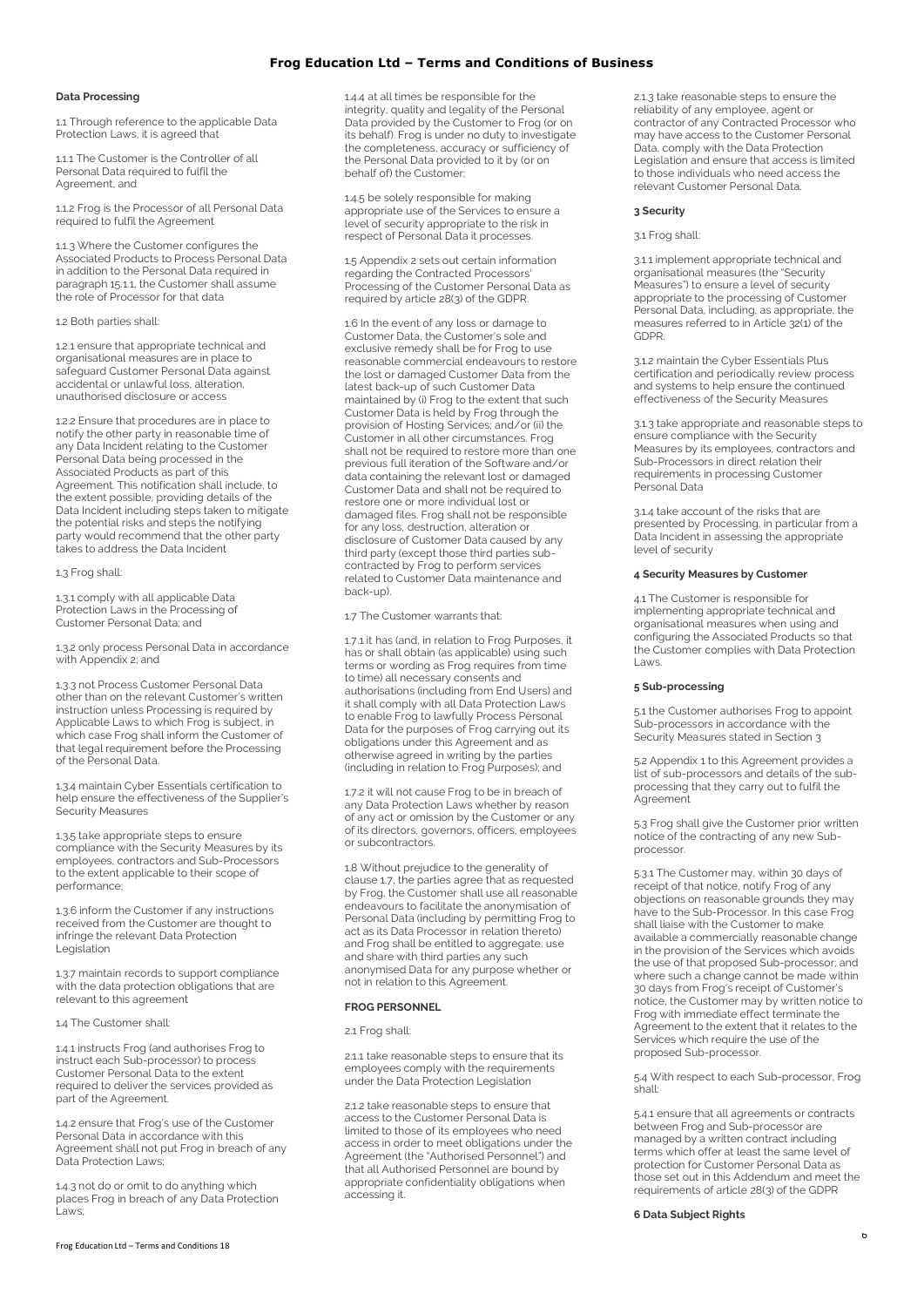### Data Processing

1.1 Through reference to the applicable Data Protection Laws, it is agreed that

1.1.1 The Customer is the Controller of all Personal Data required to fulfil the Agreement, and

1.1.2 Frog is the Processor of all Personal Data required to fulfil the Agreement

1.1.3 Where the Customer configures the Associated Products to Process Personal Data in addition to the Personal Data required in paragraph 15.1.1, the Customer shall assume the role of Processor for that data

1.2 Both parties shall:

1.2.1 ensure that appropriate technical and organisational measures are in place to safeguard Customer Personal Data against accidental or unlawful loss, alteration, unauthorised disclosure or access

1.2.2 Ensure that procedures are in place to notify the other party in reasonable time of any Data Incident relating to the Customer Personal Data being processed in the Associated Products as part of this Agreement. This notification shall include, to the extent possible, providing details of the Data Incident including steps taken to mitigate the potential risks and steps the notifying party would recommend that the other party takes to address the Data Incident

1.3 Frog shall:

1.3.1 comply with all applicable Data Protection Laws in the Processing of Customer Personal Data; and

1.3.2 only process Personal Data in accordance with Appendix 2; and

1.3.3 not Process Customer Personal Data other than on the relevant Customer's written instruction unless Processing is required by Applicable Laws to which Frog is subject, in which case Frog shall inform the Customer of that legal requirement before the Processing of the Personal Data.

1.3.4 maintain Cyber Essentials certification to help ensure the effectiveness of the Supplier's Security Measures

1.3.5 take appropriate steps to ensure compliance with the Security Measures by its employees, contractors and Sub-Processors to the extent applicable to their scope of performance;

1.3.6 inform the Customer if any instructions received from the Customer are thought to infringe the relevant Data Protection Legislation

1.3.7 maintain records to support compliance with the data protection obligations that are relevant to this agreement

1.4 The Customer shall:

1.4.1 instructs Frog (and authorises Frog to instruct each Sub-processor) to process Customer Personal Data to the extent required to deliver the services provided as part of the Agreement.

1.4.2 ensure that Frog's use of the Customer Personal Data in accordance with this Agreement shall not put Frog in breach of any Data Protection Laws;

1.4.3 not do or omit to do anything which places Frog in breach of any Data Protection Laws;

1.4.4 at all times be responsible for the integrity, quality and legality of the Personal Data provided by the Customer to Frog (or on its behalf). Frog is under no duty to investigate the completeness, accuracy or sufficiency of the Personal Data provided to it by (or on behalf of) the Customer;

1.4.5 be solely responsible for making appropriate use of the Services to ensure a level of security appropriate to the risk in respect of Personal Data it processes.

1.5 Appendix 2 sets out certain information regarding the Contracted Processors' Processing of the Customer Personal Data as required by article 28(3) of the GDPR.

1.6 In the event of any loss or damage to Customer Data, the Customer's sole and exclusive remedy shall be for Frog to use reasonable commercial endeavours to restore the lost or damaged Customer Data from the latest back-up of such Customer Data maintained by (i) Frog to the extent that such Customer Data is held by Frog through the provision of Hosting Services; and/or (ii) the Customer in all other circumstances. Frog shall not be required to restore more than one previous full iteration of the Software and/or data containing the relevant lost or damaged Customer Data and shall not be required to restore one or more individual lost or damaged files. Frog shall not be responsible for any loss, destruction, alteration or disclosure of Customer Data caused by any third party (except those third parties sub-contracted by Frog to perform services related to Customer Data maintenance and back-up).

1.7 The Customer warrants that:

1.7.1 it has (and, in relation to Frog Purposes, it has or shall obtain (as applicable) using such terms or wording as Frog requires from time to time) all necessary consents and authorisations (including from End Users) and it shall comply with all Data Protection Laws to enable Frog to lawfully Process Personal Data for the purposes of Frog carrying out its obligations under this Agreement and as otherwise agreed in writing by the parties (including in relation to Frog Purposes); and

1.7.2 it will not cause Frog to be in breach of any Data Protection Laws whether by reason of any act or omission by the Customer or any of its directors, governors, officers, employees or subcontractors.

1.8 Without prejudice to the generality of clause 1.7, the parties agree that as requested by Frog, the Customer shall use all reasonable endeavours to facilitate the anonymisation of Personal Data (including by permitting Frog to act as its Data Processor in relation thereto) and Frog shall be entitled to aggregate, use and share with third parties any such anonymised Data for any purpose whether or not in relation to this Agreement.

### FROG PERSONNEL

2.1 Frog shall:

2.1.1 take reasonable steps to ensure that its employees comply with the requirements under the Data Protection Legislation

2.1.2 take reasonable steps to ensure that access to the Customer Personal Data is limited to those of its employees who need access in order to meet obligations under the Agreement (the "Authorised Personnel") and that all Authorised Personnel are bound by appropriate confidentiality obligations when accessing it.

2.1.3 take reasonable steps to ensure the reliability of any employee, agent or contractor of any Contracted Processor who may have access to the Customer Personal Data, comply with the Data Protection Legislation and ensure that access is limited to those individuals who need access the relevant Customer Personal Data.

### 3 Security

3.1 Frog shall:

3.1.1 implement appropriate technical and organisational measures (the "Security Measures") to ensure a level of security appropriate to the processing of Customer Personal Data, including, as appropriate, the measures referred to in Article 32(1) of the GDPR.

3.1.2 maintain the Cyber Essentials Plus certification and periodically review process and systems to help ensure the continued effectiveness of the Security Measures

3.1.3 take appropriate and reasonable steps to ensure compliance with the Security Measures by its employees, contractors and Sub-Processors in direct relation their requirements in processing Customer Personal Data

3.1.4 take account of the risks that are presented by Processing, in particular from a Data Incident in assessing the appropriate level of security

### 4 Security Measures by Customer

4.1 The Customer is responsible for implementing appropriate technical and organisational measures when using and configuring the Associated Products so that the Customer complies with Data Protection Laws.

### 5 Sub-processing

5.1 the Customer authorises Frog to appoint Sub-processors in accordance with the Security Measures stated in Section 3

5.2 Appendix 1 to this Agreement provides a list of sub-processors and details of the sub-processing that they carry out to fulfil the Agreement

5.3 Frog shall give the Customer prior written notice of the contracting of any new Sub-processor.

5.3.1 The Customer may, within 30 days of receipt of that notice, notify Frog of any objections on reasonable grounds they may have to the Sub-Processor. In this case Frog shall liaise with the Customer to make available a commercially reasonable change in the provision of the Services which avoids the use of that proposed Sub-processor; and where such a change cannot be made within 30 days from Frog's receipt of Customer's notice, the Customer may by written notice to Frog with immediate effect terminate the Agreement to the extent that it relates to the Services which require the use of the proposed Sub-processor.

5.4 With respect to each Sub-processor, Frog shall:

5.4.1 ensure that all agreements or contracts between Frog and Sub-processor are managed by a written contract including terms which offer at least the same level of protection for Customer Personal Data as those set out in this Addendum and meet the requirements of article 28(3) of the GDPR

### 6 Data Subject Rights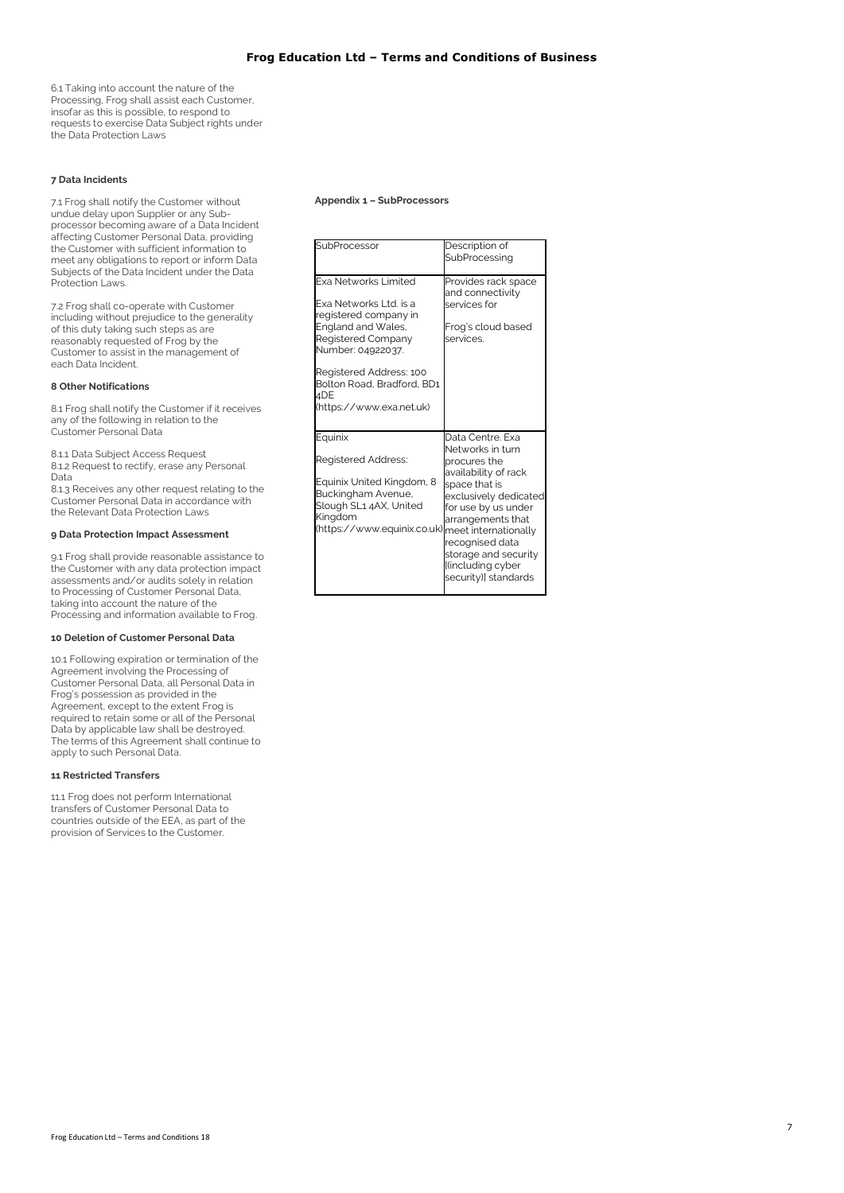6.1 Taking into account the nature of the Processing, Frog shall assist each Customer, insofar as this is possible, to respond to requests to exercise Data Subject rights under the Data Protection Laws

### 7 Data Incidents

7.1 Frog shall notify the Customer without undue delay upon Supplier or any Sub-processor becoming aware of a Data Incident affecting Customer Personal Data, providing the Customer with sufficient information to meet any obligations to report or inform Data Subjects of the Data Incident under the Data Protection Laws.

7.2 Frog shall co-operate with Customer including without prejudice to the generality of this duty taking such steps as are reasonably requested of Frog by the Customer to assist in the management of each Data Incident.

### 8 Other Notifications

8.1 Frog shall notify the Customer if it receives any of the following in relation to the Customer Personal Data

8.1.1 Data Subject Access Request
8.1.2 Request to rectify, erase any Personal Data
8.1.3 Receives any other request relating to the Customer Personal Data in accordance with the Relevant Data Protection Laws

### 9 Data Protection Impact Assessment

9.1 Frog shall provide reasonable assistance to the Customer with any data protection impact assessments and/or audits solely in relation to Processing of Customer Personal Data, taking into account the nature of the Processing and information available to Frog.

### 10 Deletion of Customer Personal Data

10.1 Following expiration or termination of the Agreement involving the Processing of Customer Personal Data, all Personal Data in Frog's possession as provided in the Agreement, except to the extent Frog is required to retain some or all of the Personal Data by applicable law shall be destroyed. The terms of this Agreement shall continue to apply to such Personal Data.

### 11 Restricted Transfers

11.1 Frog does not perform International transfers of Customer Personal Data to countries outside of the EEA, as part of the provision of Services to the Customer.

### Appendix 1 – SubProcessors

| SubProcessor | Description of SubProcessing |
|---|---|
| Exa Networks Limited<br><br>Exa Networks Ltd. is a registered company in England and Wales, Registered Company Number: 04922037.<br><br>Registered Address: 100 Bolton Road, Bradford, BD1 4DE (https://www.exa.net.uk) | Provides rack space and connectivity services for<br><br>Frog's cloud based services. |
| Equinix<br><br>Registered Address:<br><br>Equinix United Kingdom, 8 Buckingham Avenue, Slough SL1 4AX, United Kingdom (https://www.equinix.co.uk) | Data Centre. Exa Networks in turn procures the availability of rack space that is exclusively dedicated for use by us under arrangements that meet internationally recognised data storage and security [(including cyber security)] standards |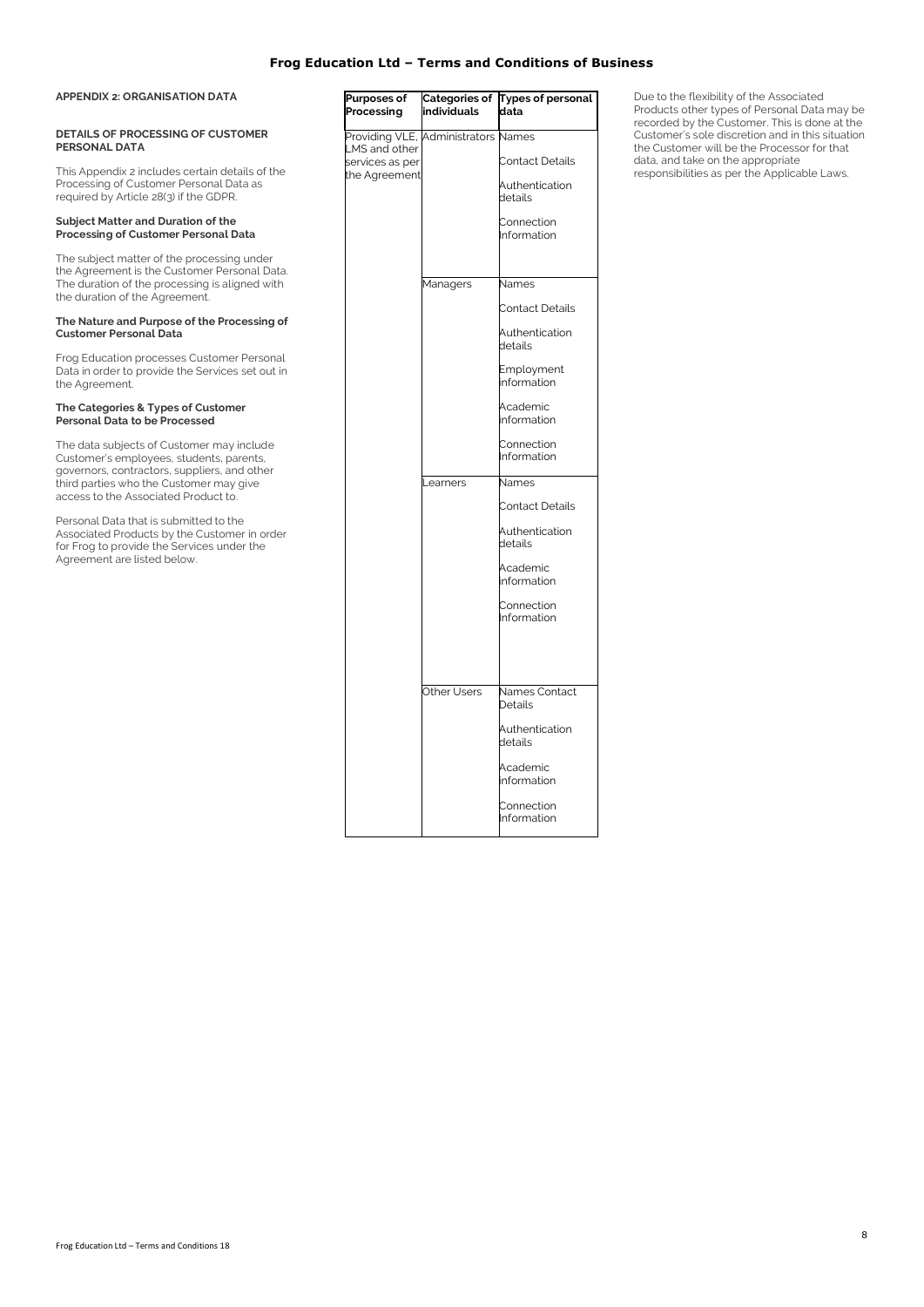## APPENDIX 2: ORGANISATION DATA

### DETAILS OF PROCESSING OF CUSTOMER PERSONAL DATA

This Appendix 2 includes certain details of the Processing of Customer Personal Data as required by Article 28(3) if the GDPR.

#### Subject Matter and Duration of the Processing of Customer Personal Data

The subject matter of the processing under the Agreement is the Customer Personal Data. The duration of the processing is aligned with the duration of the Agreement.

#### The Nature and Purpose of the Processing of Customer Personal Data

Frog Education processes Customer Personal Data in order to provide the Services set out in the Agreement.

#### The Categories & Types of Customer Personal Data to be Processed

The data subjects of Customer may include Customer's employees, students, parents, governors, contractors, suppliers, and other third parties who the Customer may give access to the Associated Product to.

Personal Data that is submitted to the Associated Products by the Customer in order for Frog to provide the Services under the Agreement are listed below.

| Purposes of Processing | Categories of individuals | Types of personal data |
|---|---|---|
| Providing VLE, LMS and other services as per the Agreement | Administrators | Names<br>Contact Details<br>Authentication details<br>Connection Information |
| | Managers | Names<br>Contact Details<br>Authentication details<br>Employment information<br>Academic information<br>Connection Information |
| | Learners | Names<br>Contact Details<br>Authentication details<br>Academic information<br>Connection Information |
| | Other Users | Names Contact Details<br>Authentication details<br>Academic information<br>Connection Information |

Due to the flexibility of the Associated Products other types of Personal Data may be recorded by the Customer. This is done at the Customer's sole discretion and in this situation the Customer will be the Processor for that data, and take on the appropriate responsibilities as per the Applicable Laws.